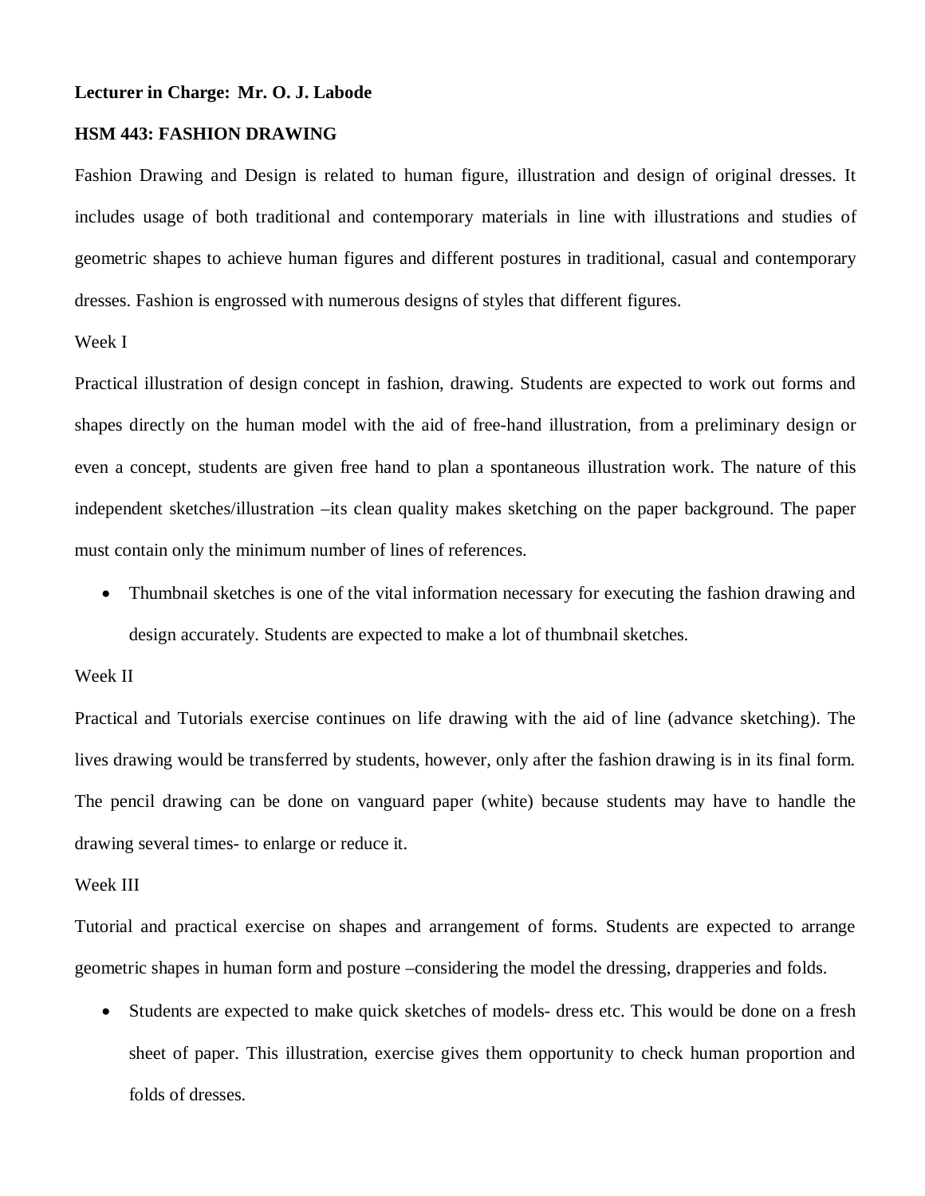**Lecturer in Charge: Mr. O. J. Labode**

**HSM 443: FASHION DRAWING**

Fashion Drawing and Design is related to human figure, illustration and design of original dresses. It includes usage of both traditional and contemporary materials in line with illustrations and studies of geometric shapes to achieve human figures and different postures in traditional, casual and contemporary dresses. Fashion is engrossed with numerous designs of styles that different figures.

Week I

Practical illustration of design concept in fashion, drawing. Students are expected to work out forms and shapes directly on the human model with the aid of free-hand illustration, from a preliminary design or even a concept, students are given free hand to plan a spontaneous illustration work. The nature of this independent sketches/illustration –its clean quality makes sketching on the paper background. The paper must contain only the minimum number of lines of references.

- Thumbnail sketches is one of the vital information necessary for executing the fashion drawing and design accurately. Students are expected to make a lot of thumbnail sketches.

Week II

Practical and Tutorials exercise continues on life drawing with the aid of line (advance sketching). The lives drawing would be transferred by students, however, only after the fashion drawing is in its final form. The pencil drawing can be done on vanguard paper (white) because students may have to handle the drawing several times- to enlarge or reduce it.

Week III

Tutorial and practical exercise on shapes and arrangement of forms. Students are expected to arrange geometric shapes in human form and posture –considering the model the dressing, drapperies and folds.

- Students are expected to make quick sketches of models- dress etc. This would be done on a fresh sheet of paper. This illustration, exercise gives them opportunity to check human proportion and folds of dresses.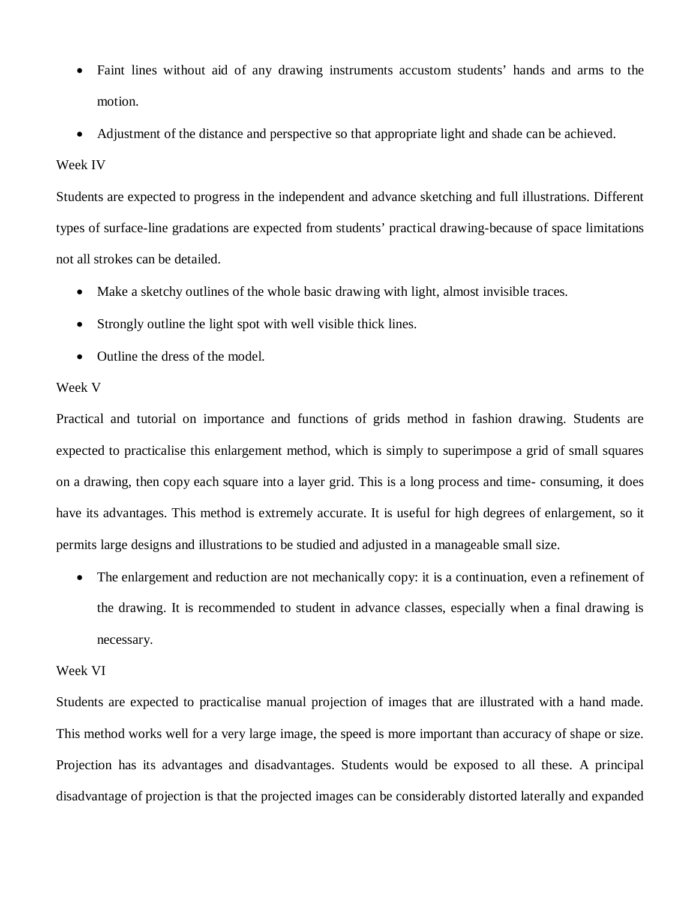- Faint lines without aid of any drawing instruments accustom students' hands and arms to the motion.
- Adjustment of the distance and perspective so that appropriate light and shade can be achieved.

Week IV

Students are expected to progress in the independent and advance sketching and full illustrations. Different types of surface-line gradations are expected from students' practical drawing-because of space limitations not all strokes can be detailed.

- Make a sketchy outlines of the whole basic drawing with light, almost invisible traces.
- Strongly outline the light spot with well visible thick lines.
- Outline the dress of the model.

Week V

Practical and tutorial on importance and functions of grids method in fashion drawing. Students are expected to practicalise this enlargement method, which is simply to superimpose a grid of small squares on a drawing, then copy each square into a layer grid. This is a long process and time- consuming, it does have its advantages. This method is extremely accurate. It is useful for high degrees of enlargement, so it permits large designs and illustrations to be studied and adjusted in a manageable small size.

- The enlargement and reduction are not mechanically copy: it is a continuation, even a refinement of the drawing. It is recommended to student in advance classes, especially when a final drawing is necessary.

Week VI

Students are expected to practicalise manual projection of images that are illustrated with a hand made. This method works well for a very large image, the speed is more important than accuracy of shape or size. Projection has its advantages and disadvantages. Students would be exposed to all these. A principal disadvantage of projection is that the projected images can be considerably distorted laterally and expanded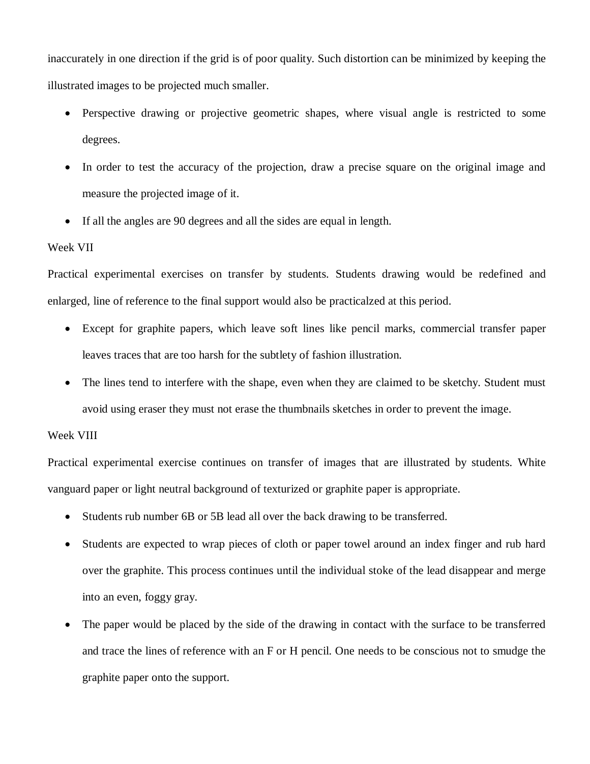inaccurately in one direction if the grid is of poor quality. Such distortion can be minimized by keeping the illustrated images to be projected much smaller.

- Perspective drawing or projective geometric shapes, where visual angle is restricted to some degrees.
- In order to test the accuracy of the projection, draw a precise square on the original image and measure the projected image of it.
- If all the angles are 90 degrees and all the sides are equal in length.

Week VII

Practical experimental exercises on transfer by students. Students drawing would be redefined and enlarged, line of reference to the final support would also be practicalzed at this period.

- Except for graphite papers, which leave soft lines like pencil marks, commercial transfer paper leaves traces that are too harsh for the subtlety of fashion illustration.
- The lines tend to interfere with the shape, even when they are claimed to be sketchy. Student must avoid using eraser they must not erase the thumbnails sketches in order to prevent the image.

Week VIII

Practical experimental exercise continues on transfer of images that are illustrated by students. White vanguard paper or light neutral background of texturized or graphite paper is appropriate.

- Students rub number 6B or 5B lead all over the back drawing to be transferred.
- Students are expected to wrap pieces of cloth or paper towel around an index finger and rub hard over the graphite. This process continues until the individual stoke of the lead disappear and merge into an even, foggy gray.
- The paper would be placed by the side of the drawing in contact with the surface to be transferred and trace the lines of reference with an F or H pencil. One needs to be conscious not to smudge the graphite paper onto the support.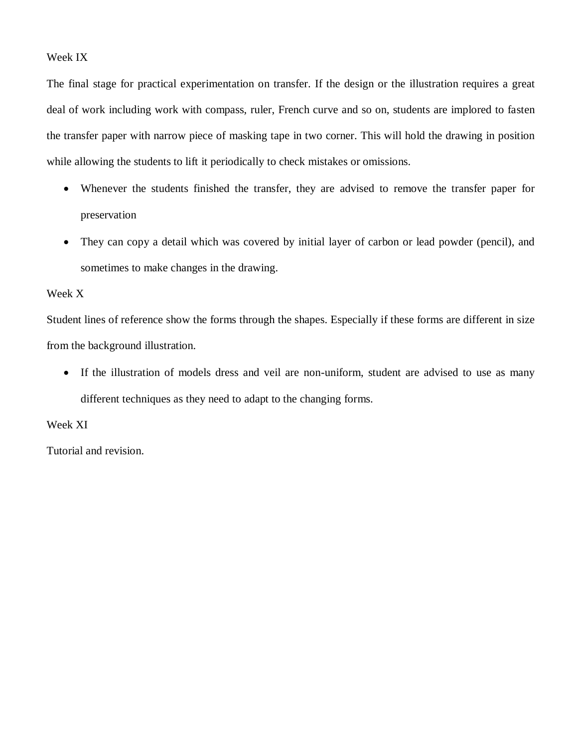Week IX

The final stage for practical experimentation on transfer. If the design or the illustration requires a great deal of work including work with compass, ruler, French curve and so on, students are implored to fasten the transfer paper with narrow piece of masking tape in two corner. This will hold the drawing in position while allowing the students to lift it periodically to check mistakes or omissions.

- Whenever the students finished the transfer, they are advised to remove the transfer paper for preservation
- They can copy a detail which was covered by initial layer of carbon or lead powder (pencil), and sometimes to make changes in the drawing.

Week X

Student lines of reference show the forms through the shapes. Especially if these forms are different in size from the background illustration.

- If the illustration of models dress and veil are non-uniform, student are advised to use as many different techniques as they need to adapt to the changing forms.

Week XI

Tutorial and revision.